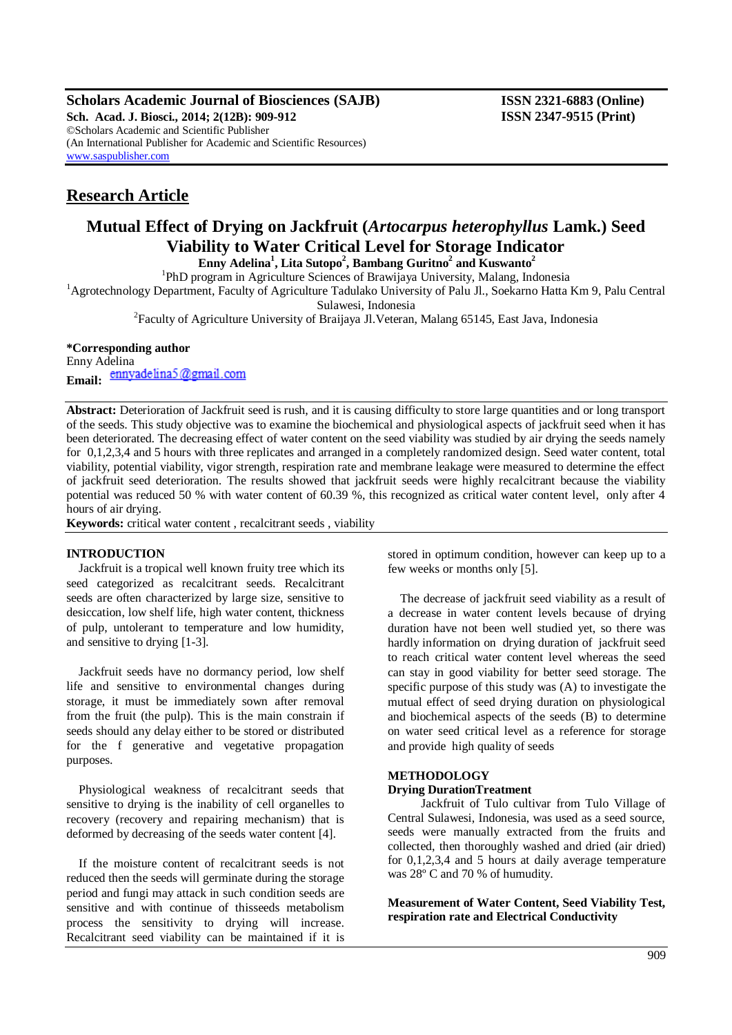**Scholars Academic Journal of Biosciences (SAJB)** **ISSN 2321-6883 (Online)**
**Sch. Acad. J. Biosci., 2014; 2(12B): 909-912** **ISSN 2347-9515 (Print)**
©Scholars Academic and Scientific Publisher
(An International Publisher for Academic and Scientific Resources)
www.saspublisher.com

## Research Article

# Mutual Effect of Drying on Jackfruit (*Artocarpus heterophyllus* Lamk.) Seed Viability to Water Critical Level for Storage Indicator

**Enny Adelina[1], Lita Sutopo[2], Bambang Guritno[2] and Kuswanto[2]**

[1]PhD program in Agriculture Sciences of Brawijaya University, Malang, Indonesia
[1]Agrotechnology Department, Faculty of Agriculture Tadulako University of Palu Jl., Soekarno Hatta Km 9, Palu Central Sulawesi, Indonesia
[2]Faculty of Agriculture University of Braijaya Jl.Veteran, Malang 65145, East Java, Indonesia

**\*Corresponding author**
Enny Adelina
**Email:** ennyadelina5@gmail.com

**Abstract:** Deterioration of Jackfruit seed is rush, and it is causing difficulty to store large quantities and or long transport of the seeds. This study objective was to examine the biochemical and physiological aspects of jackfruit seed when it has been deteriorated. The decreasing effect of water content on the seed viability was studied by air drying the seeds namely for 0,1,2,3,4 and 5 hours with three replicates and arranged in a completely randomized design. Seed water content, total viability, potential viability, vigor strength, respiration rate and membrane leakage were measured to determine the effect of jackfruit seed deterioration. The results showed that jackfruit seeds were highly recalcitrant because the viability potential was reduced 50 % with water content of 60.39 %, this recognized as critical water content level, only after 4 hours of air drying.

**Keywords:** critical water content , recalcitrant seeds , viability

## INTRODUCTION

Jackfruit is a tropical well known fruity tree which its seed categorized as recalcitrant seeds. Recalcitrant seeds are often characterized by large size, sensitive to desiccation, low shelf life, high water content, thickness of pulp, untolerant to temperature and low humidity, and sensitive to drying [1-3].

Jackfruit seeds have no dormancy period, low shelf life and sensitive to environmental changes during storage, it must be immediately sown after removal from the fruit (the pulp). This is the main constrain if seeds should any delay either to be stored or distributed for the f generative and vegetative propagation purposes.

Physiological weakness of recalcitrant seeds that sensitive to drying is the inability of cell organelles to recovery (recovery and repairing mechanism) that is deformed by decreasing of the seeds water content [4].

If the moisture content of recalcitrant seeds is not reduced then the seeds will germinate during the storage period and fungi may attack in such condition seeds are sensitive and with continue of thisseeds metabolism process the sensitivity to drying will increase. Recalcitrant seed viability can be maintained if it is stored in optimum condition, however can keep up to a few weeks or months only [5].

The decrease of jackfruit seed viability as a result of a decrease in water content levels because of drying duration have not been well studied yet, so there was hardly information on drying duration of jackfruit seed to reach critical water content level whereas the seed can stay in good viability for better seed storage. The specific purpose of this study was (A) to investigate the mutual effect of seed drying duration on physiological and biochemical aspects of the seeds (B) to determine on water seed critical level as a reference for storage and provide high quality of seeds

## METHODOLOGY

### Drying DurationTreatment

Jackfruit of Tulo cultivar from Tulo Village of Central Sulawesi, Indonesia, was used as a seed source, seeds were manually extracted from the fruits and collected, then thoroughly washed and dried (air dried) for 0,1,2,3,4 and 5 hours at daily average temperature was 28º C and 70 % of humudity.

### Measurement of Water Content, Seed Viability Test, respiration rate and Electrical Conductivity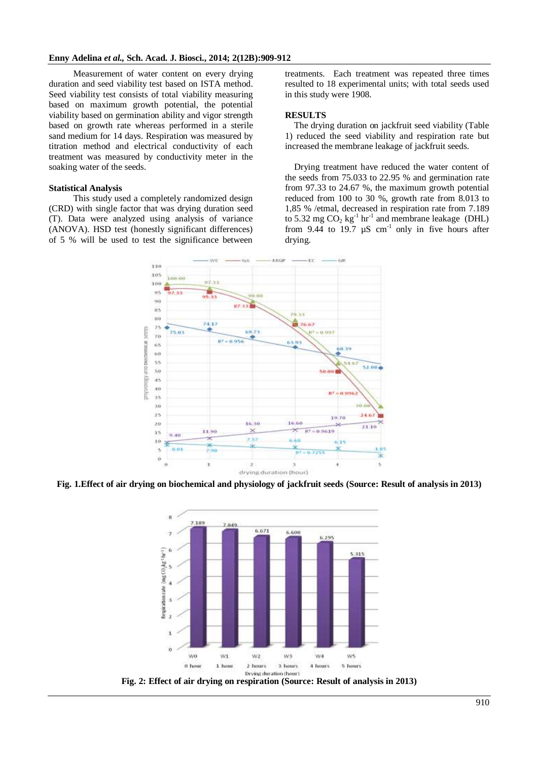Measurement of water content on every drying duration and seed viability test based on ISTA method. Seed viability test consists of total viability measuring based on maximum growth potential, the potential viability based on germination ability and vigor strength based on growth rate whereas performed in a sterile sand medium for 14 days. Respiration was measured by titration method and electrical conductivity of each treatment was measured by conductivity meter in the soaking water of the seeds.

### Statistical Analysis

This study used a completely randomized design (CRD) with single factor that was drying duration seed (T). Data were analyzed using analysis of variance (ANOVA). HSD test (honestly significant differences) of 5 % will be used to test the significance between treatments. Each treatment was repeated three times resulted to 18 experimental units; with total seeds used in this study were 1908.

## RESULTS

The drying duration on jackfruit seed viability (Table 1) reduced the seed viability and respiration rate but increased the membrane leakage of jackfruit seeds.

Drying treatment have reduced the water content of the seeds from 75.033 to 22.95 % and germination rate from 97.33 to 24.67 %, the maximum growth potential reduced from 100 to 30 %, growth rate from 8.013 to 1,85 % /etmal, decreased in respiration rate from 7.189 to 5.32 mg $CO_2$ $kg^{-1}$ $hr^{-1}$ and membrane leakage (DHL) from 9.44 to 19.7 µS $cm^{-1}$ only in five hours after drying.

**Fig. 1.Effect of air drying on biochemical and physiology of jackfruit seeds (Source: Result of analysis in 2013)**

**Fig. 2: Effect of air drying on respiration (Source: Result of analysis in 2013)**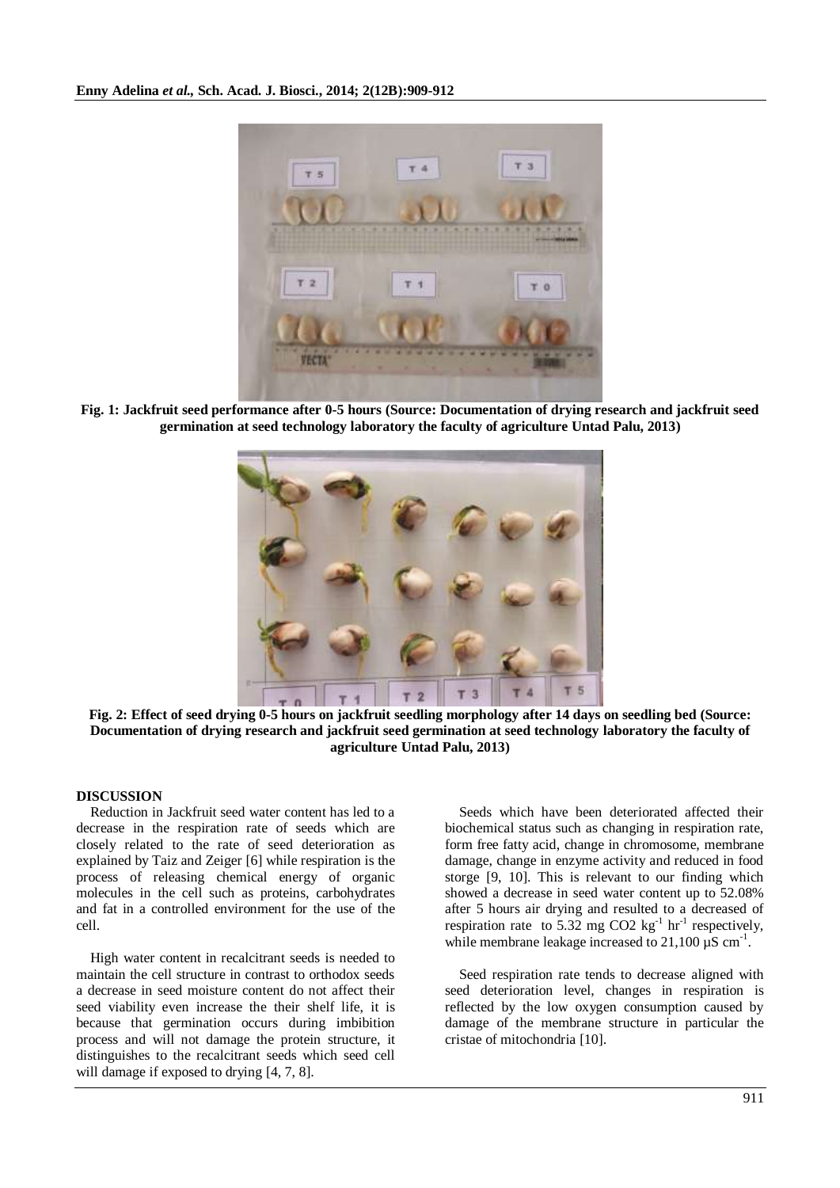Fig. 1: Jackfruit seed performance after 0-5 hours (Source: Documentation of drying research and jackfruit seed germination at seed technology laboratory the faculty of agriculture Untad Palu, 2013)

Fig. 2: Effect of seed drying 0-5 hours on jackfruit seedling morphology after 14 days on seedling bed (Source: Documentation of drying research and jackfruit seed germination at seed technology laboratory the faculty of agriculture Untad Palu, 2013)

## DISCUSSION

Reduction in Jackfruit seed water content has led to a decrease in the respiration rate of seeds which are closely related to the rate of seed deterioration as explained by Taiz and Zeiger [6] while respiration is the process of releasing chemical energy of organic molecules in the cell such as proteins, carbohydrates and fat in a controlled environment for the use of the cell.

High water content in recalcitrant seeds is needed to maintain the cell structure in contrast to orthodox seeds a decrease in seed moisture content do not affect their seed viability even increase the their shelf life, it is because that germination occurs during imbibition process and will not damage the protein structure, it distinguishes to the recalcitrant seeds which seed cell will damage if exposed to drying [4, 7, 8].

Seeds which have been deteriorated affected their biochemical status such as changing in respiration rate, form free fatty acid, change in chromosome, membrane damage, change in enzyme activity and reduced in food storge [9, 10]. This is relevant to our finding which showed a decrease in seed water content up to 52.08% after 5 hours air drying and resulted to a decreased of respiration rate to 5.32 mg $CO_2$ $kg^{-1}$ $hr^{-1}$ respectively, while membrane leakage increased to 21,100 µS $cm^{-1}$.

Seed respiration rate tends to decrease aligned with seed deterioration level, changes in respiration is reflected by the low oxygen consumption caused by damage of the membrane structure in particular the cristae of mitochondria [10].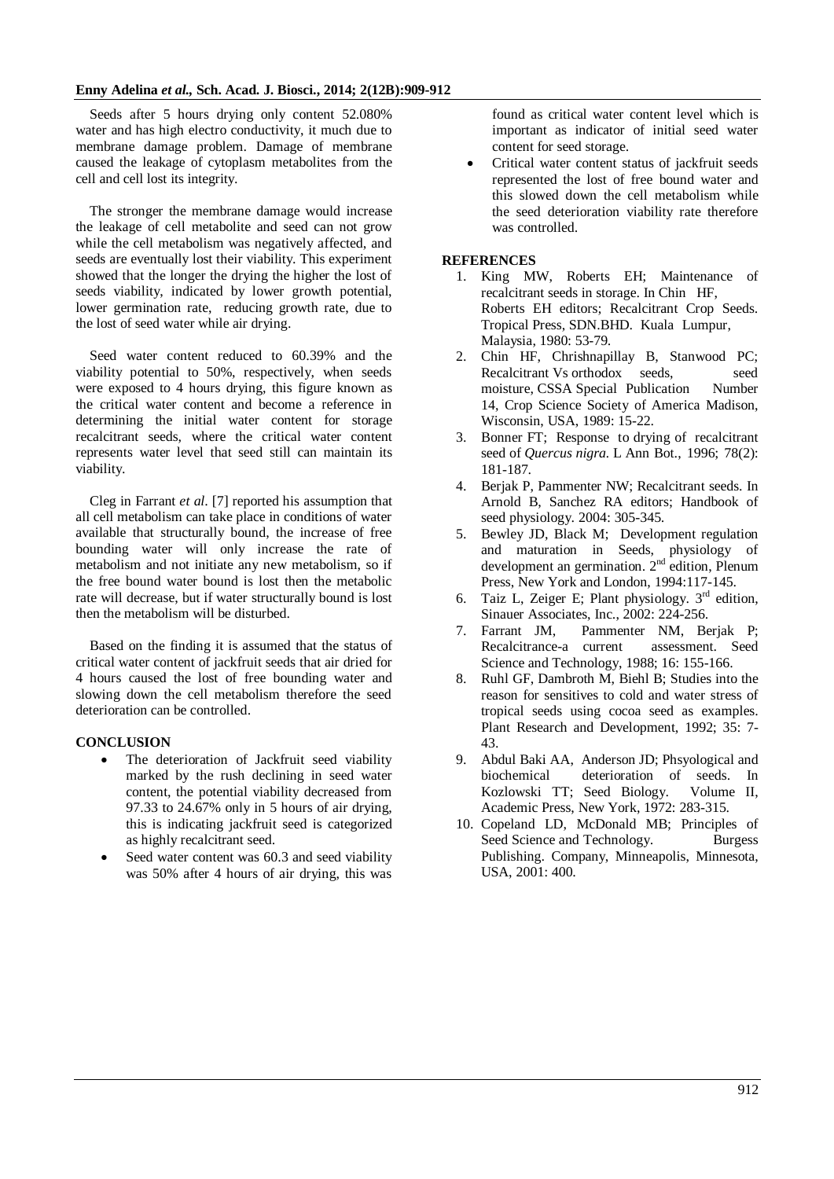Seeds after 5 hours drying only content 52.080% water and has high electro conductivity, it much due to membrane damage problem. Damage of membrane caused the leakage of cytoplasm metabolites from the cell and cell lost its integrity.

The stronger the membrane damage would increase the leakage of cell metabolite and seed can not grow while the cell metabolism was negatively affected, and seeds are eventually lost their viability. This experiment showed that the longer the drying the higher the lost of seeds viability, indicated by lower growth potential, lower germination rate, reducing growth rate, due to the lost of seed water while air drying.

Seed water content reduced to 60.39% and the viability potential to 50%, respectively, when seeds were exposed to 4 hours drying, this figure known as the critical water content and become a reference in determining the initial water content for storage recalcitrant seeds, where the critical water content represents water level that seed still can maintain its viability.

Cleg in Farrant *et al*. [7] reported his assumption that all cell metabolism can take place in conditions of water available that structurally bound, the increase of free bounding water will only increase the rate of metabolism and not initiate any new metabolism, so if the free bound water bound is lost then the metabolic rate will decrease, but if water structurally bound is lost then the metabolism will be disturbed.

Based on the finding it is assumed that the status of critical water content of jackfruit seeds that air dried for 4 hours caused the lost of free bounding water and slowing down the cell metabolism therefore the seed deterioration can be controlled.

## CONCLUSION

- The deterioration of Jackfruit seed viability marked by the rush declining in seed water content, the potential viability decreased from 97.33 to 24.67% only in 5 hours of air drying, this is indicating jackfruit seed is categorized as highly recalcitrant seed.
- Seed water content was 60.3 and seed viability was 50% after 4 hours of air drying, this was found as critical water content level which is important as indicator of initial seed water content for seed storage.
- Critical water content status of jackfruit seeds represented the lost of free bound water and this slowed down the cell metabolism while the seed deterioration viability rate therefore was controlled.

## REFERENCES

1. King MW, Roberts EH; Maintenance of recalcitrant seeds in storage. In Chin HF, Roberts EH editors; Recalcitrant Crop Seeds. Tropical Press, SDN.BHD. Kuala Lumpur, Malaysia, 1980: 53-79.
2. Chin HF, Chrishnapillay B, Stanwood PC; Recalcitrant Vs orthodox seeds, seed moisture, CSSA Special Publication Number 14, Crop Science Society of America Madison, Wisconsin, USA, 1989: 15-22.
3. Bonner FT; Response to drying of recalcitrant seed of *Quercus nigra*. L Ann Bot., 1996; 78(2): 181-187.
4. Berjak P, Pammenter NW; Recalcitrant seeds. In Arnold B, Sanchez RA editors; Handbook of seed physiology. 2004: 305-345.
5. Bewley JD, Black M; Development regulation and maturation in Seeds, physiology of development an germination. 2nd edition, Plenum Press, New York and London, 1994:117-145.
6. Taiz L, Zeiger E; Plant physiology. 3rd edition, Sinauer Associates, Inc., 2002: 224-256.
7. Farrant JM, Pammenter NM, Berjak P; Recalcitrance-a current assessment. Seed Science and Technology, 1988; 16: 155-166.
8. Ruhl GF, Dambroth M, Biehl B; Studies into the reason for sensitives to cold and water stress of tropical seeds using cocoa seed as examples. Plant Research and Development, 1992; 35: 7-43.
9. Abdul Baki AA, Anderson JD; Phsyological and biochemical deterioration of seeds. In Kozlowski TT; Seed Biology. Volume II, Academic Press, New York, 1972: 283-315.
10. Copeland LD, McDonald MB; Principles of Seed Science and Technology. Burgess Publishing. Company, Minneapolis, Minnesota, USA, 2001: 400.